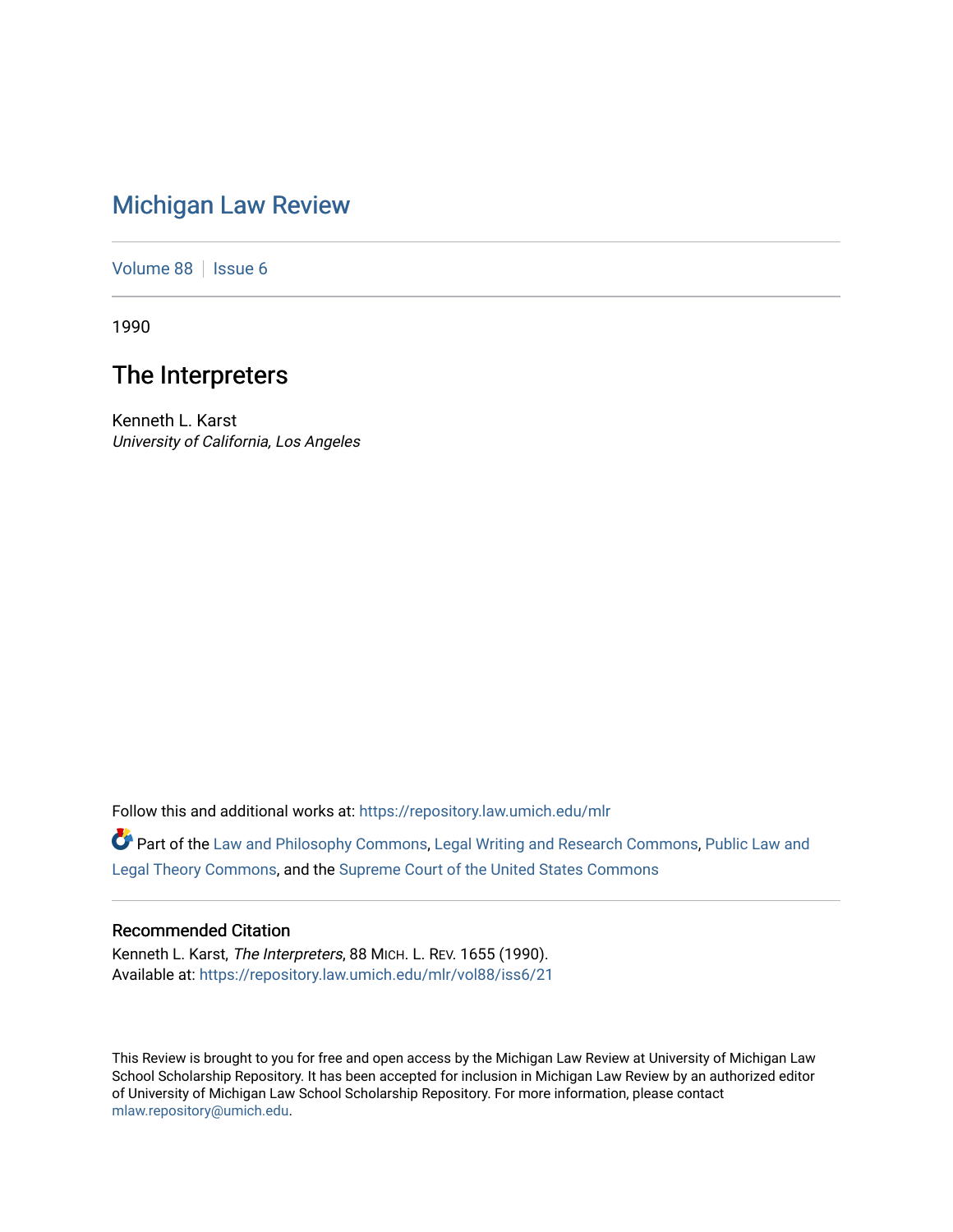# Michigan Law Review

Volume 88 | Issue 6

1990

## The Interpreters

Kenneth L. Karst
*University of California, Los Angeles*

Follow this and additional works at: https://repository.law.umich.edu/mlr

Part of the Law and Philosophy Commons, Legal Writing and Research Commons, Public Law and Legal Theory Commons, and the Supreme Court of the United States Commons

### Recommended Citation

Kenneth L. Karst, *The Interpreters*, 88 MICH. L. REV. 1655 (1990).
Available at: https://repository.law.umich.edu/mlr/vol88/iss6/21

This Review is brought to you for free and open access by the Michigan Law Review at University of Michigan Law School Scholarship Repository. It has been accepted for inclusion in Michigan Law Review by an authorized editor of University of Michigan Law School Scholarship Repository. For more information, please contact mlaw.repository@umich.edu.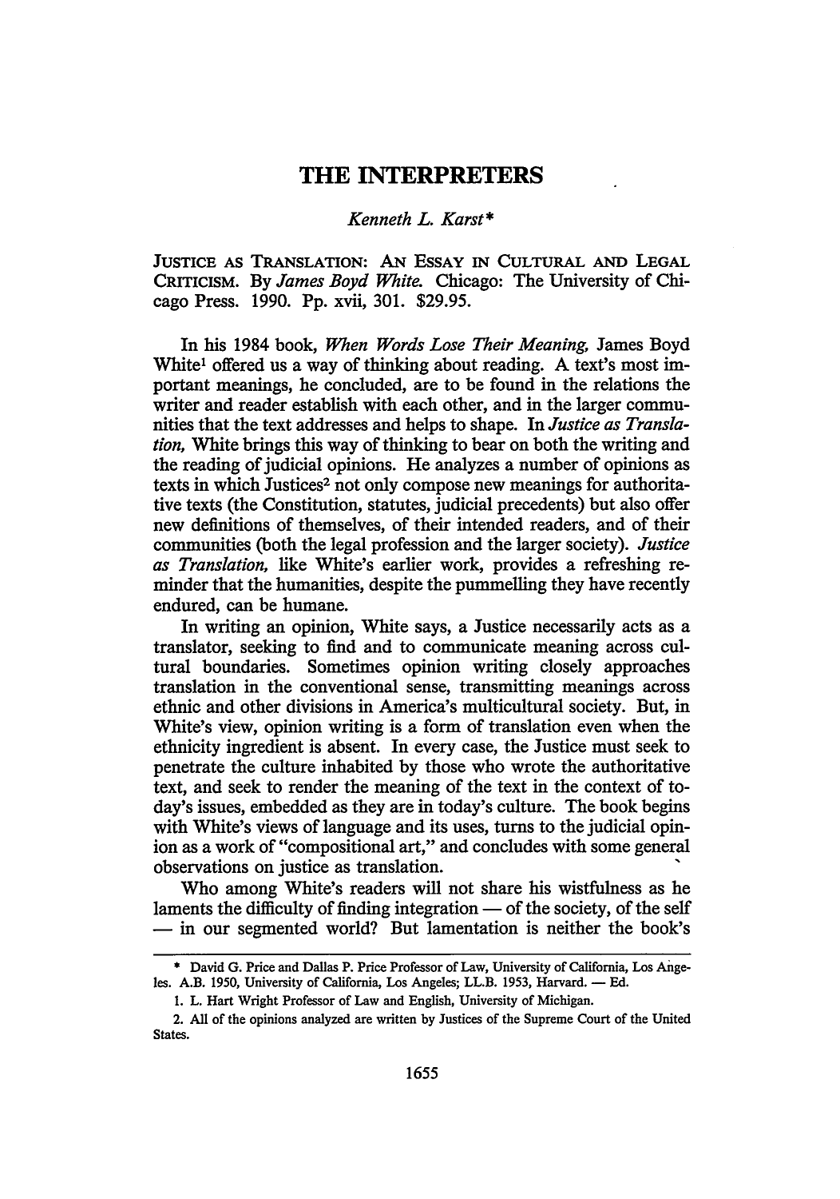# THE INTERPRETERS

*Kenneth L. Karst\**

JUSTICE AS TRANSLATION: AN ESSAY IN CULTURAL AND LEGAL CRITICISM. By *James Boyd White*. Chicago: The University of Chicago Press. 1990. Pp. xvii, 301. $29.95.

In his 1984 book, *When Words Lose Their Meaning*, James Boyd White[1] offered us a way of thinking about reading. A text's most important meanings, he concluded, are to be found in the relations the writer and reader establish with each other, and in the larger communities that the text addresses and helps to shape. In *Justice as Translation*, White brings this way of thinking to bear on both the writing and the reading of judicial opinions. He analyzes a number of opinions as texts in which Justices[2] not only compose new meanings for authoritative texts (the Constitution, statutes, judicial precedents) but also offer new definitions of themselves, of their intended readers, and of their communities (both the legal profession and the larger society). *Justice as Translation*, like White's earlier work, provides a refreshing reminder that the humanities, despite the pummelling they have recently endured, can be humane.

In writing an opinion, White says, a Justice necessarily acts as a translator, seeking to find and to communicate meaning across cultural boundaries. Sometimes opinion writing closely approaches translation in the conventional sense, transmitting meanings across ethnic and other divisions in America's multicultural society. But, in White's view, opinion writing is a form of translation even when the ethnicity ingredient is absent. In every case, the Justice must seek to penetrate the culture inhabited by those who wrote the authoritative text, and seek to render the meaning of the text in the context of today's issues, embedded as they are in today's culture. The book begins with White's views of language and its uses, turns to the judicial opinion as a work of "compositional art," and concludes with some general observations on justice as translation.

Who among White's readers will not share his wistfulness as he laments the difficulty of finding integration — of the society, of the self — in our segmented world? But lamentation is neither the book's

---

\* David G. Price and Dallas P. Price Professor of Law, University of California, Los Angeles. A.B. 1950, University of California, Los Angeles; LL.B. 1953, Harvard. — Ed.

1. L. Hart Wright Professor of Law and English, University of Michigan.

2. All of the opinions analyzed are written by Justices of the Supreme Court of the United States.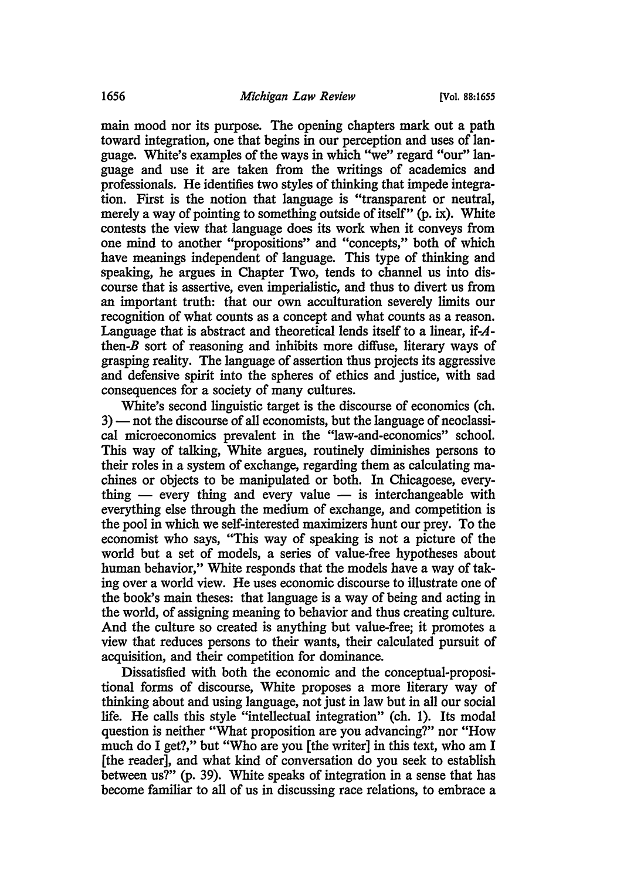main mood nor its purpose. The opening chapters mark out a path toward integration, one that begins in our perception and uses of language. White's examples of the ways in which "we" regard "our" language and use it are taken from the writings of academics and professionals. He identifies two styles of thinking that impede integration. First is the notion that language is "transparent or neutral, merely a way of pointing to something outside of itself" (p. ix). White contests the view that language does its work when it conveys from one mind to another "propositions" and "concepts," both of which have meanings independent of language. This type of thinking and speaking, he argues in Chapter Two, tends to channel us into discourse that is assertive, even imperialistic, and thus to divert us from an important truth: that our own acculturation severely limits our recognition of what counts as a concept and what counts as a reason. Language that is abstract and theoretical lends itself to a linear, if-*A*-then-*B* sort of reasoning and inhibits more diffuse, literary ways of grasping reality. The language of assertion thus projects its aggressive and defensive spirit into the spheres of ethics and justice, with sad consequences for a society of many cultures.

White's second linguistic target is the discourse of economics (ch. 3) — not the discourse of all economists, but the language of neoclassical microeconomics prevalent in the "law-and-economics" school. This way of talking, White argues, routinely diminishes persons to their roles in a system of exchange, regarding them as calculating machines or objects to be manipulated or both. In Chicagoese, everything — every thing and every value — is interchangeable with everything else through the medium of exchange, and competition is the pool in which we self-interested maximizers hunt our prey. To the economist who says, "This way of speaking is not a picture of the world but a set of models, a series of value-free hypotheses about human behavior," White responds that the models have a way of taking over a world view. He uses economic discourse to illustrate one of the book's main theses: that language is a way of being and acting in the world, of assigning meaning to behavior and thus creating culture. And the culture so created is anything but value-free; it promotes a view that reduces persons to their wants, their calculated pursuit of acquisition, and their competition for dominance.

Dissatisfied with both the economic and the conceptual-propositional forms of discourse, White proposes a more literary way of thinking about and using language, not just in law but in all our social life. He calls this style "intellectual integration" (ch. 1). Its modal question is neither "What proposition are you advancing?" nor "How much do I get?," but "Who are you [the writer] in this text, who am I [the reader], and what kind of conversation do you seek to establish between us?" (p. 39). White speaks of integration in a sense that has become familiar to all of us in discussing race relations, to embrace a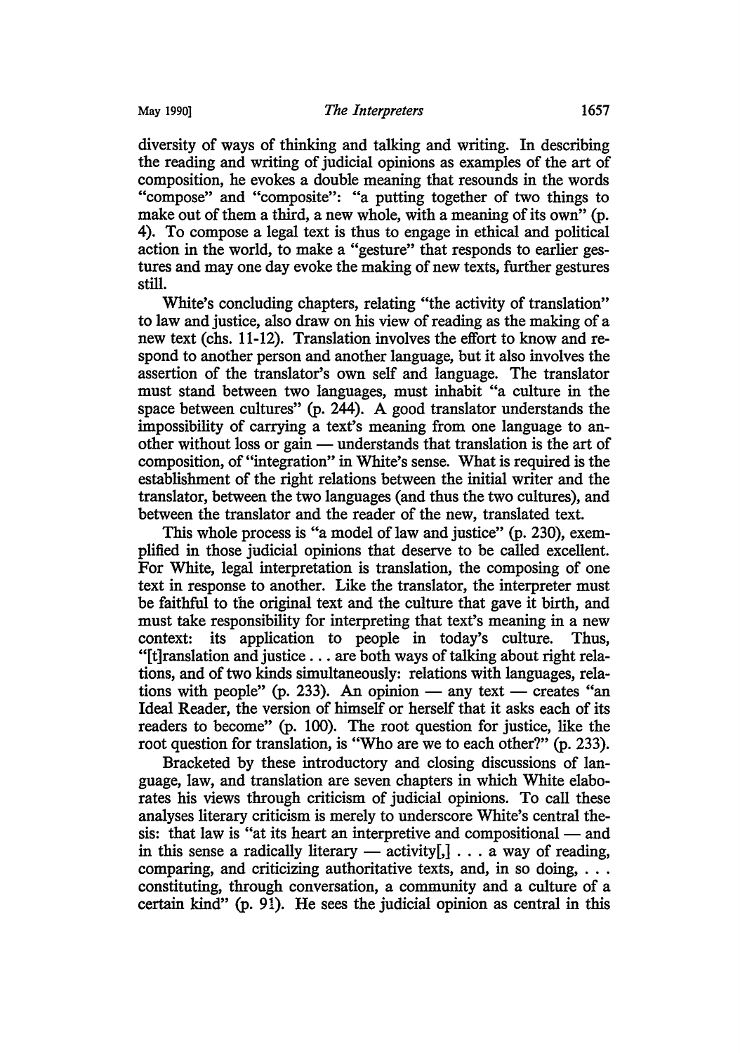diversity of ways of thinking and talking and writing. In describing the reading and writing of judicial opinions as examples of the art of composition, he evokes a double meaning that resounds in the words "compose" and "composite": "a putting together of two things to make out of them a third, a new whole, with a meaning of its own" (p. 4). To compose a legal text is thus to engage in ethical and political action in the world, to make a "gesture" that responds to earlier gestures and may one day evoke the making of new texts, further gestures still.

White's concluding chapters, relating "the activity of translation" to law and justice, also draw on his view of reading as the making of a new text (chs. 11-12). Translation involves the effort to know and respond to another person and another language, but it also involves the assertion of the translator's own self and language. The translator must stand between two languages, must inhabit "a culture in the space between cultures" (p. 244). A good translator understands the impossibility of carrying a text's meaning from one language to another without loss or gain — understands that translation is the art of composition, of "integration" in White's sense. What is required is the establishment of the right relations between the initial writer and the translator, between the two languages (and thus the two cultures), and between the translator and the reader of the new, translated text.

This whole process is "a model of law and justice" (p. 230), exemplified in those judicial opinions that deserve to be called excellent. For White, legal interpretation is translation, the composing of one text in response to another. Like the translator, the interpreter must be faithful to the original text and the culture that gave it birth, and must take responsibility for interpreting that text's meaning in a new context: its application to people in today's culture. Thus, "[t]ranslation and justice . . . are both ways of talking about right relations, and of two kinds simultaneously: relations with languages, relations with people" (p. 233). An opinion — any text — creates "an Ideal Reader, the version of himself or herself that it asks each of its readers to become" (p. 100). The root question for justice, like the root question for translation, is "Who are we to each other?" (p. 233).

Bracketed by these introductory and closing discussions of language, law, and translation are seven chapters in which White elaborates his views through criticism of judicial opinions. To call these analyses literary criticism is merely to underscore White's central thesis: that law is "at its heart an interpretive and compositional — and in this sense a radically literary — activity[,] . . . a way of reading, comparing, and criticizing authoritative texts, and, in so doing, . . . constituting, through conversation, a community and a culture of a certain kind" (p. 91). He sees the judicial opinion as central in this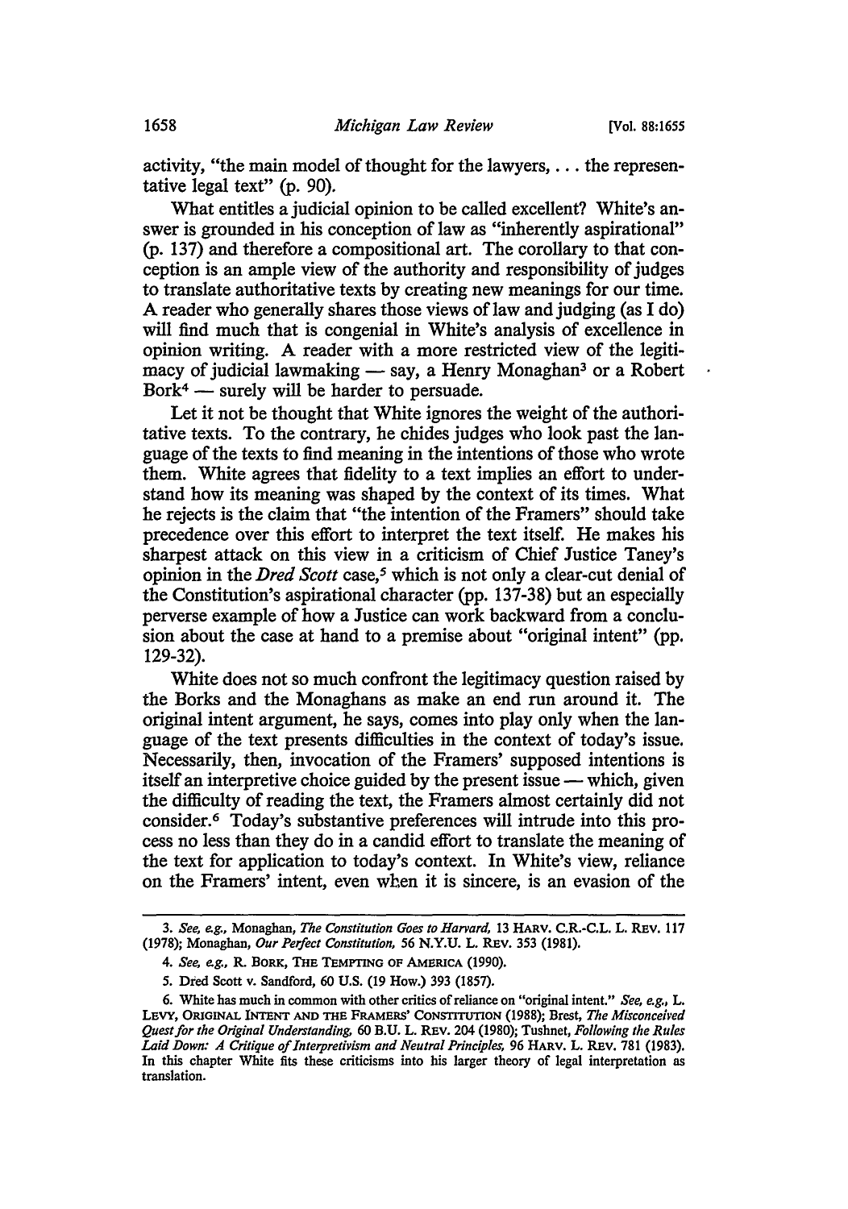activity, "the main model of thought for the lawyers, . . . the representative legal text" (p. 90).

What entitles a judicial opinion to be called excellent? White's answer is grounded in his conception of law as "inherently aspirational" (p. 137) and therefore a compositional art. The corollary to that conception is an ample view of the authority and responsibility of judges to translate authoritative texts by creating new meanings for our time. A reader who generally shares those views of law and judging (as I do) will find much that is congenial in White's analysis of excellence in opinion writing. A reader with a more restricted view of the legitimacy of judicial lawmaking — say, a Henry Monaghan[3] or a Robert Bork[4] — surely will be harder to persuade.

Let it not be thought that White ignores the weight of the authoritative texts. To the contrary, he chides judges who look past the language of the texts to find meaning in the intentions of those who wrote them. White agrees that fidelity to a text implies an effort to understand how its meaning was shaped by the context of its times. What he rejects is the claim that "the intention of the Framers" should take precedence over this effort to interpret the text itself. He makes his sharpest attack on this view in a criticism of Chief Justice Taney's opinion in the *Dred Scott* case,[5] which is not only a clear-cut denial of the Constitution's aspirational character (pp. 137-38) but an especially perverse example of how a Justice can work backward from a conclusion about the case at hand to a premise about "original intent" (pp. 129-32).

White does not so much confront the legitimacy question raised by the Borks and the Monaghans as make an end run around it. The original intent argument, he says, comes into play only when the language of the text presents difficulties in the context of today's issue. Necessarily, then, invocation of the Framers' supposed intentions is itself an interpretive choice guided by the present issue — which, given the difficulty of reading the text, the Framers almost certainly did not consider.[6] Today's substantive preferences will intrude into this process no less than they do in a candid effort to translate the meaning of the text for application to today's context. In White's view, reliance on the Framers' intent, even when it is sincere, is an evasion of the

---

3. *See, e.g.*, Monaghan, *The Constitution Goes to Harvard*, 13 HARV. C.R.-C.L. L. REV. 117 (1978); Monaghan, *Our Perfect Constitution*, 56 N.Y.U. L. REV. 353 (1981).

4. *See, e.g.*, R. BORK, THE TEMPTING OF AMERICA (1990).

5. Dred Scott v. Sandford, 60 U.S. (19 How.) 393 (1857).

6. White has much in common with other critics of reliance on "original intent." *See, e.g.*, L. LEVY, ORIGINAL INTENT AND THE FRAMERS' CONSTITUTION (1988); Brest, *The Misconceived Quest for the Original Understanding*, 60 B.U. L. REV. 204 (1980); Tushnet, *Following the Rules Laid Down: A Critique of Interpretivism and Neutral Principles*, 96 HARV. L. REV. 781 (1983). In this chapter White fits these criticisms into his larger theory of legal interpretation as translation.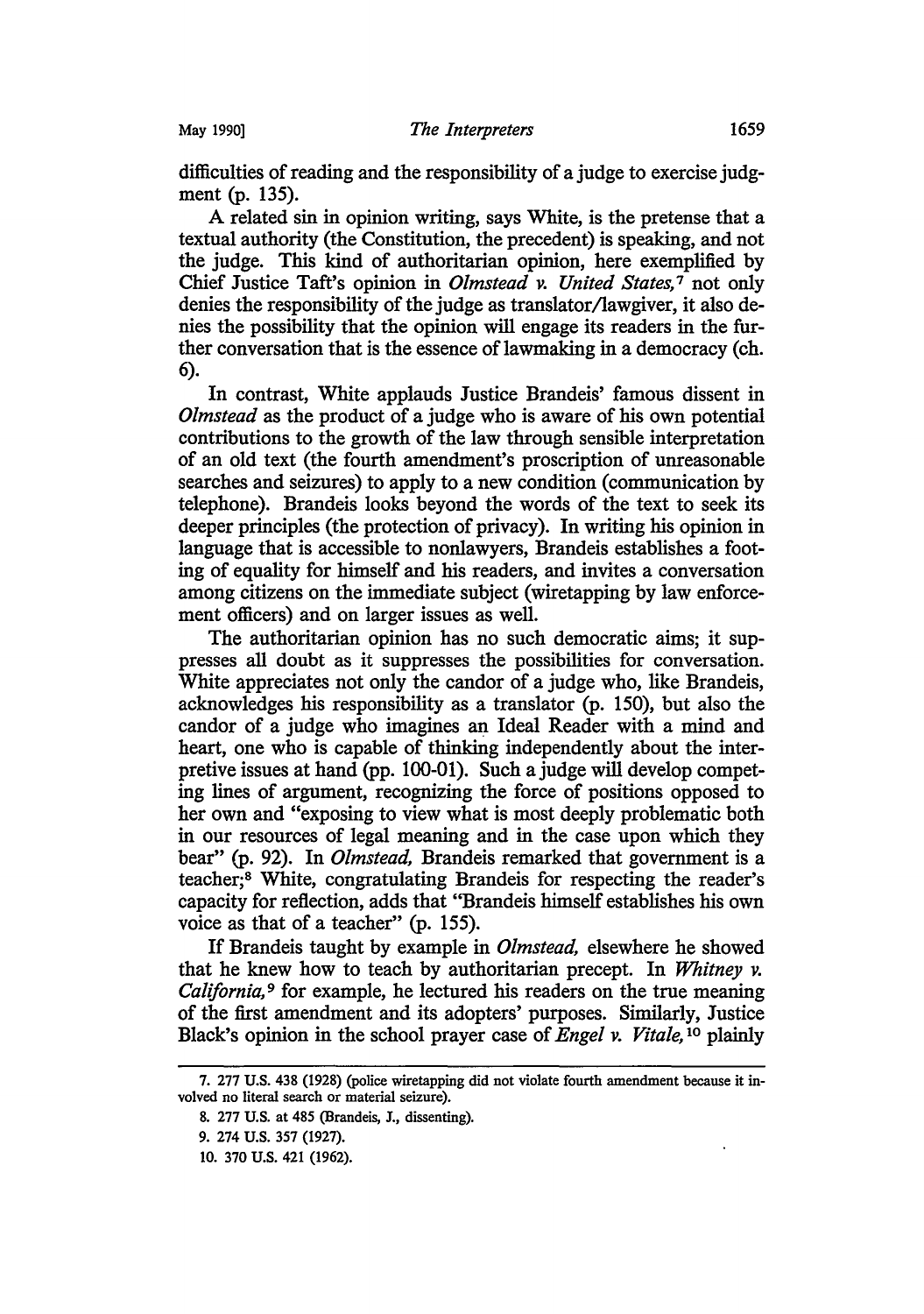difficulties of reading and the responsibility of a judge to exercise judgment (p. 135).

A related sin in opinion writing, says White, is the pretense that a textual authority (the Constitution, the precedent) is speaking, and not the judge. This kind of authoritarian opinion, here exemplified by Chief Justice Taft's opinion in *Olmstead v. United States,*[7] not only denies the responsibility of the judge as translator/lawgiver, it also denies the possibility that the opinion will engage its readers in the further conversation that is the essence of lawmaking in a democracy (ch. 6).

In contrast, White applauds Justice Brandeis' famous dissent in *Olmstead* as the product of a judge who is aware of his own potential contributions to the growth of the law through sensible interpretation of an old text (the fourth amendment's proscription of unreasonable searches and seizures) to apply to a new condition (communication by telephone). Brandeis looks beyond the words of the text to seek its deeper principles (the protection of privacy). In writing his opinion in language that is accessible to nonlawyers, Brandeis establishes a footing of equality for himself and his readers, and invites a conversation among citizens on the immediate subject (wiretapping by law enforcement officers) and on larger issues as well.

The authoritarian opinion has no such democratic aims; it suppresses all doubt as it suppresses the possibilities for conversation. White appreciates not only the candor of a judge who, like Brandeis, acknowledges his responsibility as a translator (p. 150), but also the candor of a judge who imagines an Ideal Reader with a mind and heart, one who is capable of thinking independently about the interpretive issues at hand (pp. 100-01). Such a judge will develop competing lines of argument, recognizing the force of positions opposed to her own and "exposing to view what is most deeply problematic both in our resources of legal meaning and in the case upon which they bear" (p. 92). In *Olmstead,* Brandeis remarked that government is a teacher;[8] White, congratulating Brandeis for respecting the reader's capacity for reflection, adds that "Brandeis himself establishes his own voice as that of a teacher" (p. 155).

If Brandeis taught by example in *Olmstead,* elsewhere he showed that he knew how to teach by authoritarian precept. In *Whitney v. California,*[9] for example, he lectured his readers on the true meaning of the first amendment and its adopters' purposes. Similarly, Justice Black's opinion in the school prayer case of *Engel v. Vitale,*[10] plainly

---

7. 277 U.S. 438 (1928) (police wiretapping did not violate fourth amendment because it involved no literal search or material seizure).

8. 277 U.S. at 485 (Brandeis, J., dissenting).

9. 274 U.S. 357 (1927).

10. 370 U.S. 421 (1962).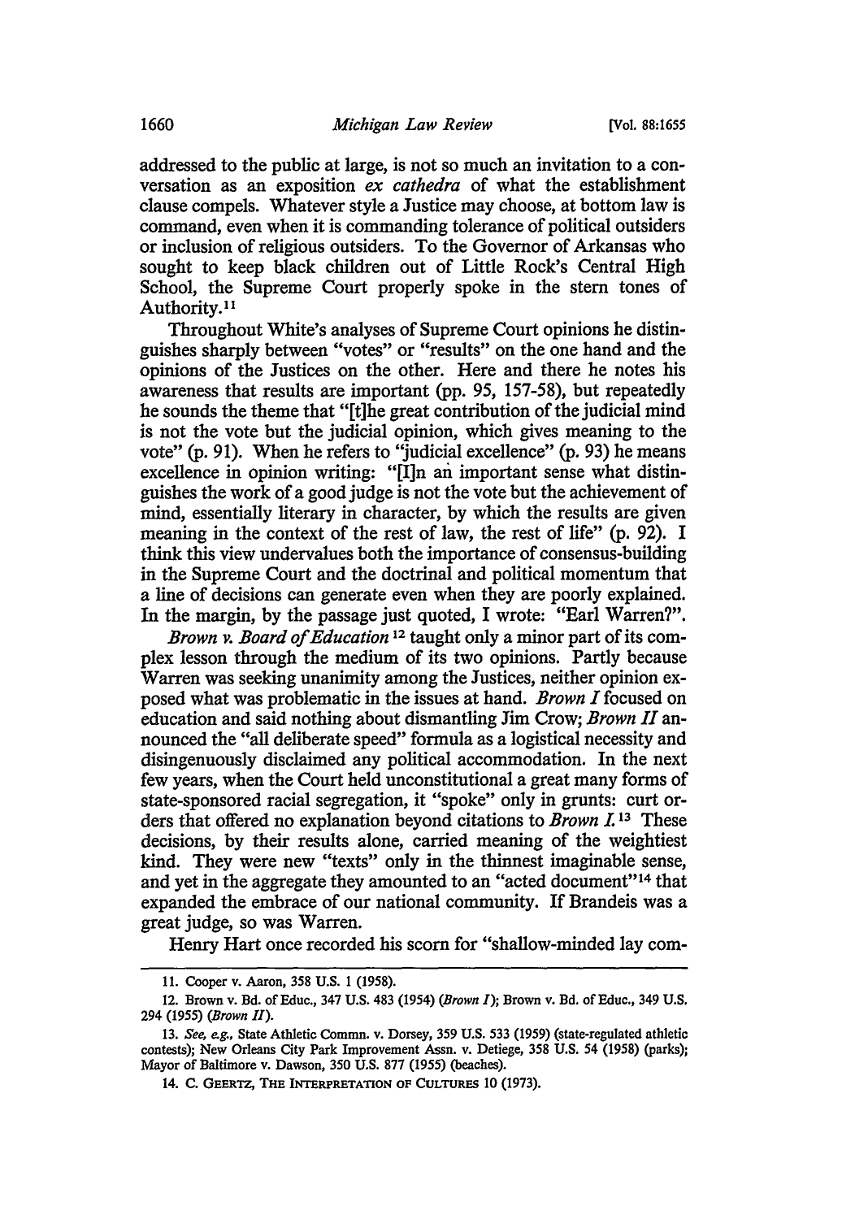addressed to the public at large, is not so much an invitation to a conversation as an exposition *ex cathedra* of what the establishment clause compels. Whatever style a Justice may choose, at bottom law is command, even when it is commanding tolerance of political outsiders or inclusion of religious outsiders. To the Governor of Arkansas who sought to keep black children out of Little Rock's Central High School, the Supreme Court properly spoke in the stern tones of Authority.[11]

Throughout White's analyses of Supreme Court opinions he distinguishes sharply between "votes" or "results" on the one hand and the opinions of the Justices on the other. Here and there he notes his awareness that results are important (pp. 95, 157-58), but repeatedly he sounds the theme that "[t]he great contribution of the judicial mind is not the vote but the judicial opinion, which gives meaning to the vote" (p. 91). When he refers to "judicial excellence" (p. 93) he means excellence in opinion writing: "[I]n an important sense what distinguishes the work of a good judge is not the vote but the achievement of mind, essentially literary in character, by which the results are given meaning in the context of the rest of law, the rest of life" (p. 92). I think this view undervalues both the importance of consensus-building in the Supreme Court and the doctrinal and political momentum that a line of decisions can generate even when they are poorly explained. In the margin, by the passage just quoted, I wrote: "Earl Warren?".

*Brown v. Board of Education*[12] taught only a minor part of its complex lesson through the medium of its two opinions. Partly because Warren was seeking unanimity among the Justices, neither opinion exposed what was problematic in the issues at hand. *Brown I* focused on education and said nothing about dismantling Jim Crow; *Brown II* announced the "all deliberate speed" formula as a logistical necessity and disingenuously disclaimed any political accommodation. In the next few years, when the Court held unconstitutional a great many forms of state-sponsored racial segregation, it "spoke" only in grunts: curt orders that offered no explanation beyond citations to *Brown I*.[13] These decisions, by their results alone, carried meaning of the weightiest kind. They were new "texts" only in the thinnest imaginable sense, and yet in the aggregate they amounted to an "acted document"[14] that expanded the embrace of our national community. If Brandeis was a great judge, so was Warren.

Henry Hart once recorded his scorn for "shallow-minded lay com-

---

11. Cooper v. Aaron, 358 U.S. 1 (1958).

12. Brown v. Bd. of Educ., 347 U.S. 483 (1954) (*Brown I*); Brown v. Bd. of Educ., 349 U.S. 294 (1955) (*Brown II*).

13. *See, e.g.*, State Athletic Commn. v. Dorsey, 359 U.S. 533 (1959) (state-regulated athletic contests); New Orleans City Park Improvement Assn. v. Detiege, 358 U.S. 54 (1958) (parks); Mayor of Baltimore v. Dawson, 350 U.S. 877 (1955) (beaches).

14. C. Geertz, The Interpretation of Cultures 10 (1973).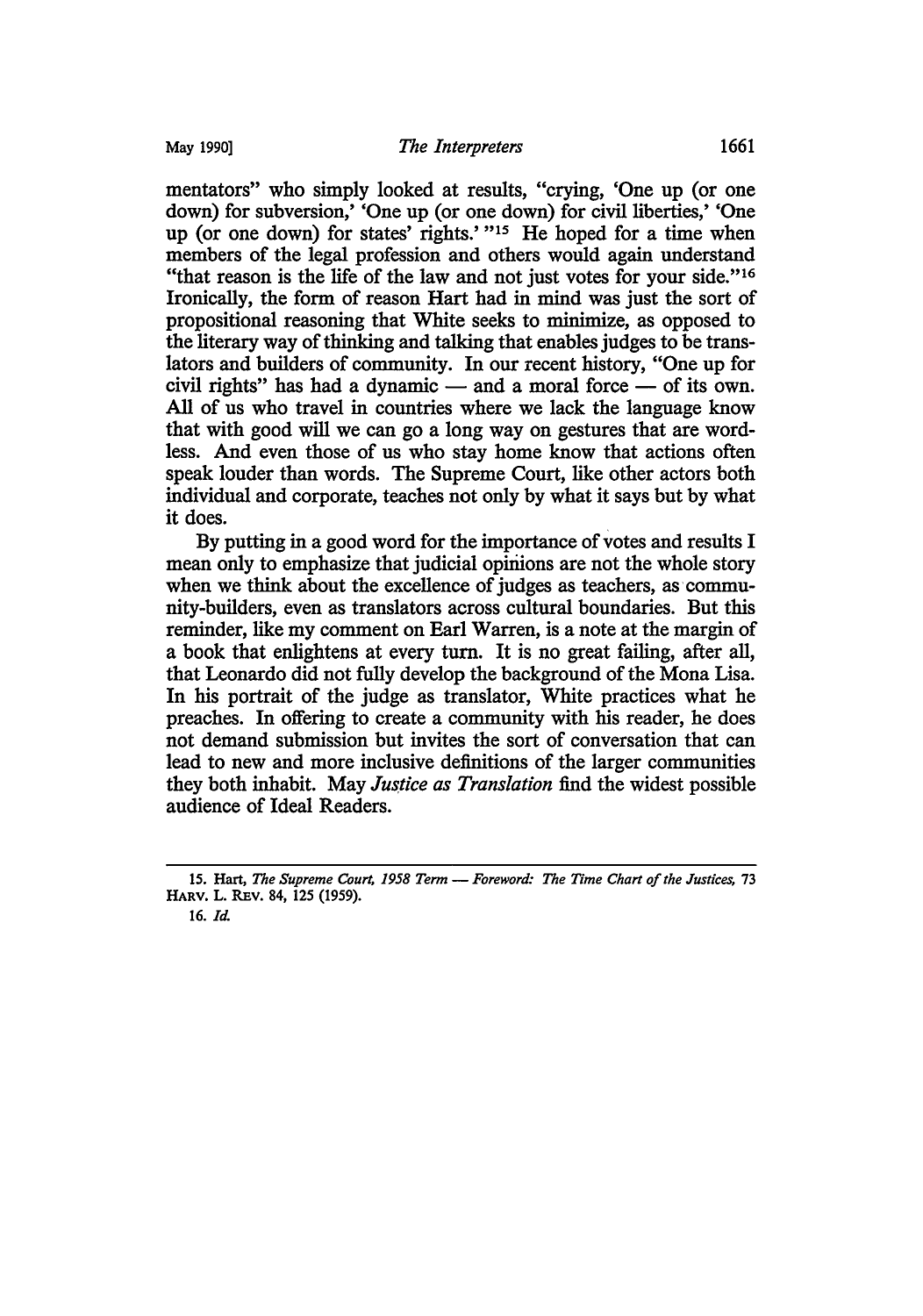mentators" who simply looked at results, "crying, 'One up (or one down) for subversion,' 'One up (or one down) for civil liberties,' 'One up (or one down) for states' rights.' "[15] He hoped for a time when members of the legal profession and others would again understand "that reason is the life of the law and not just votes for your side."[16] Ironically, the form of reason Hart had in mind was just the sort of propositional reasoning that White seeks to minimize, as opposed to the literary way of thinking and talking that enables judges to be translators and builders of community. In our recent history, "One up for civil rights" has had a dynamic — and a moral force — of its own. All of us who travel in countries where we lack the language know that with good will we can go a long way on gestures that are wordless. And even those of us who stay home know that actions often speak louder than words. The Supreme Court, like other actors both individual and corporate, teaches not only by what it says but by what it does.

By putting in a good word for the importance of votes and results I mean only to emphasize that judicial opinions are not the whole story when we think about the excellence of judges as teachers, as community-builders, even as translators across cultural boundaries. But this reminder, like my comment on Earl Warren, is a note at the margin of a book that enlightens at every turn. It is no great failing, after all, that Leonardo did not fully develop the background of the Mona Lisa. In his portrait of the judge as translator, White practices what he preaches. In offering to create a community with his reader, he does not demand submission but invites the sort of conversation that can lead to new and more inclusive definitions of the larger communities they both inhabit. May *Justice as Translation* find the widest possible audience of Ideal Readers.

---

15. Hart, *The Supreme Court, 1958 Term — Foreword: The Time Chart of the Justices*, 73 HARV. L. REV. 84, 125 (1959).

16. *Id.*